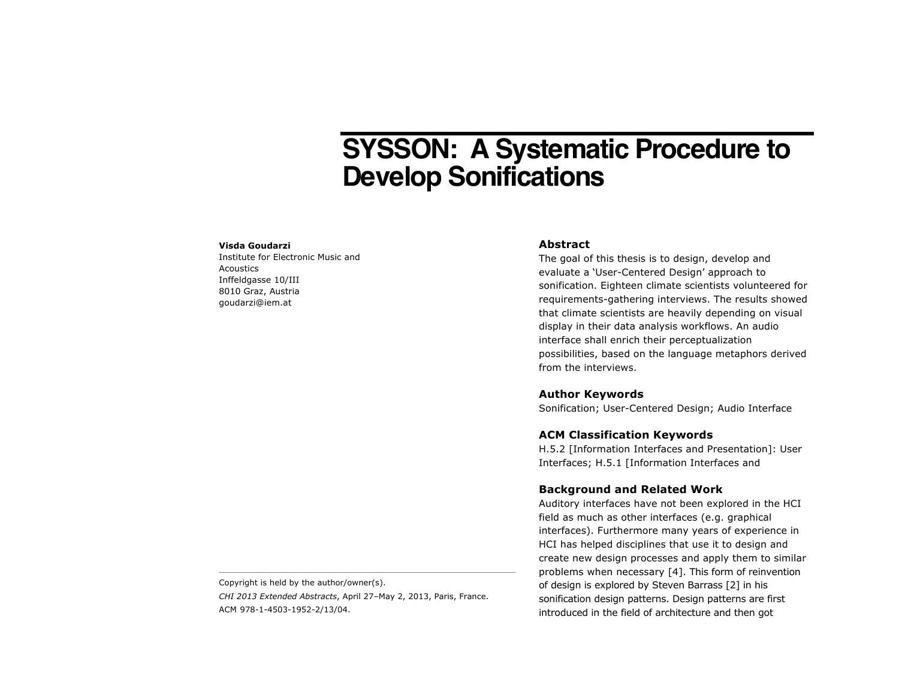# SYSSON: A Systematic Procedure to Develop Sonifications

**Visda Goudarzi**
Institute for Electronic Music and Acoustics
Inffeldgasse 10/III
8010 Graz, Austria
goudarzi@iem.at

Copyright is held by the author/owner(s).
*CHI 2013 Extended Abstracts*, April 27–May 2, 2013, Paris, France.
ACM 978-1-4503-1952-2/13/04.

## Abstract

The goal of this thesis is to design, develop and evaluate a 'User-Centered Design' approach to sonification. Eighteen climate scientists volunteered for requirements-gathering interviews. The results showed that climate scientists are heavily depending on visual display in their data analysis workflows. An audio interface shall enrich their perceptualization possibilities, based on the language metaphors derived from the interviews.

## Author Keywords

Sonification; User-Centered Design; Audio Interface

## ACM Classification Keywords

H.5.2 [Information Interfaces and Presentation]: User Interfaces; H.5.1 [Information Interfaces and

## Background and Related Work

Auditory interfaces have not been explored in the HCI field as much as other interfaces (e.g. graphical interfaces). Furthermore many years of experience in HCI has helped disciplines that use it to design and create new design processes and apply them to similar problems when necessary [4]. This form of reinvention of design is explored by Steven Barrass [2] in his sonification design patterns. Design patterns are first introduced in the field of architecture and then got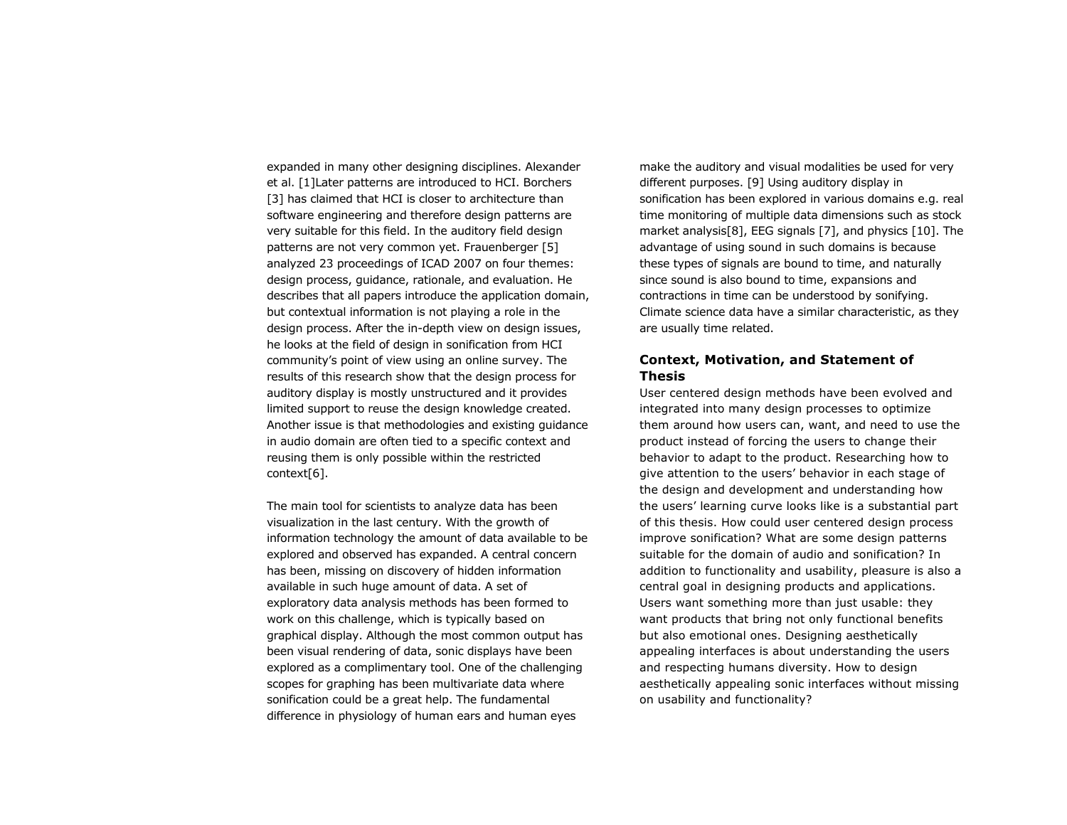expanded in many other designing disciplines. Alexander et al. [1]Later patterns are introduced to HCI. Borchers [3] has claimed that HCI is closer to architecture than software engineering and therefore design patterns are very suitable for this field. In the auditory field design patterns are not very common yet. Frauenberger [5] analyzed 23 proceedings of ICAD 2007 on four themes: design process, guidance, rationale, and evaluation. He describes that all papers introduce the application domain, but contextual information is not playing a role in the design process. After the in-depth view on design issues, he looks at the field of design in sonification from HCI community's point of view using an online survey. The results of this research show that the design process for auditory display is mostly unstructured and it provides limited support to reuse the design knowledge created. Another issue is that methodologies and existing guidance in audio domain are often tied to a specific context and reusing them is only possible within the restricted context[6].

The main tool for scientists to analyze data has been visualization in the last century. With the growth of information technology the amount of data available to be explored and observed has expanded. A central concern has been, missing on discovery of hidden information available in such huge amount of data. A set of exploratory data analysis methods has been formed to work on this challenge, which is typically based on graphical display. Although the most common output has been visual rendering of data, sonic displays have been explored as a complimentary tool. One of the challenging scopes for graphing has been multivariate data where sonification could be a great help. The fundamental difference in physiology of human ears and human eyes make the auditory and visual modalities be used for very different purposes. [9] Using auditory display in sonification has been explored in various domains e.g. real time monitoring of multiple data dimensions such as stock market analysis[8], EEG signals [7], and physics [10]. The advantage of using sound in such domains is because these types of signals are bound to time, and naturally since sound is also bound to time, expansions and contractions in time can be understood by sonifying. Climate science data have a similar characteristic, as they are usually time related.

## Context, Motivation, and Statement of Thesis

User centered design methods have been evolved and integrated into many design processes to optimize them around how users can, want, and need to use the product instead of forcing the users to change their behavior to adapt to the product. Researching how to give attention to the users' behavior in each stage of the design and development and understanding how the users' learning curve looks like is a substantial part of this thesis. How could user centered design process improve sonification? What are some design patterns suitable for the domain of audio and sonification? In addition to functionality and usability, pleasure is also a central goal in designing products and applications. Users want something more than just usable: they want products that bring not only functional benefits but also emotional ones. Designing aesthetically appealing interfaces is about understanding the users and respecting humans diversity. How to design aesthetically appealing sonic interfaces without missing on usability and functionality?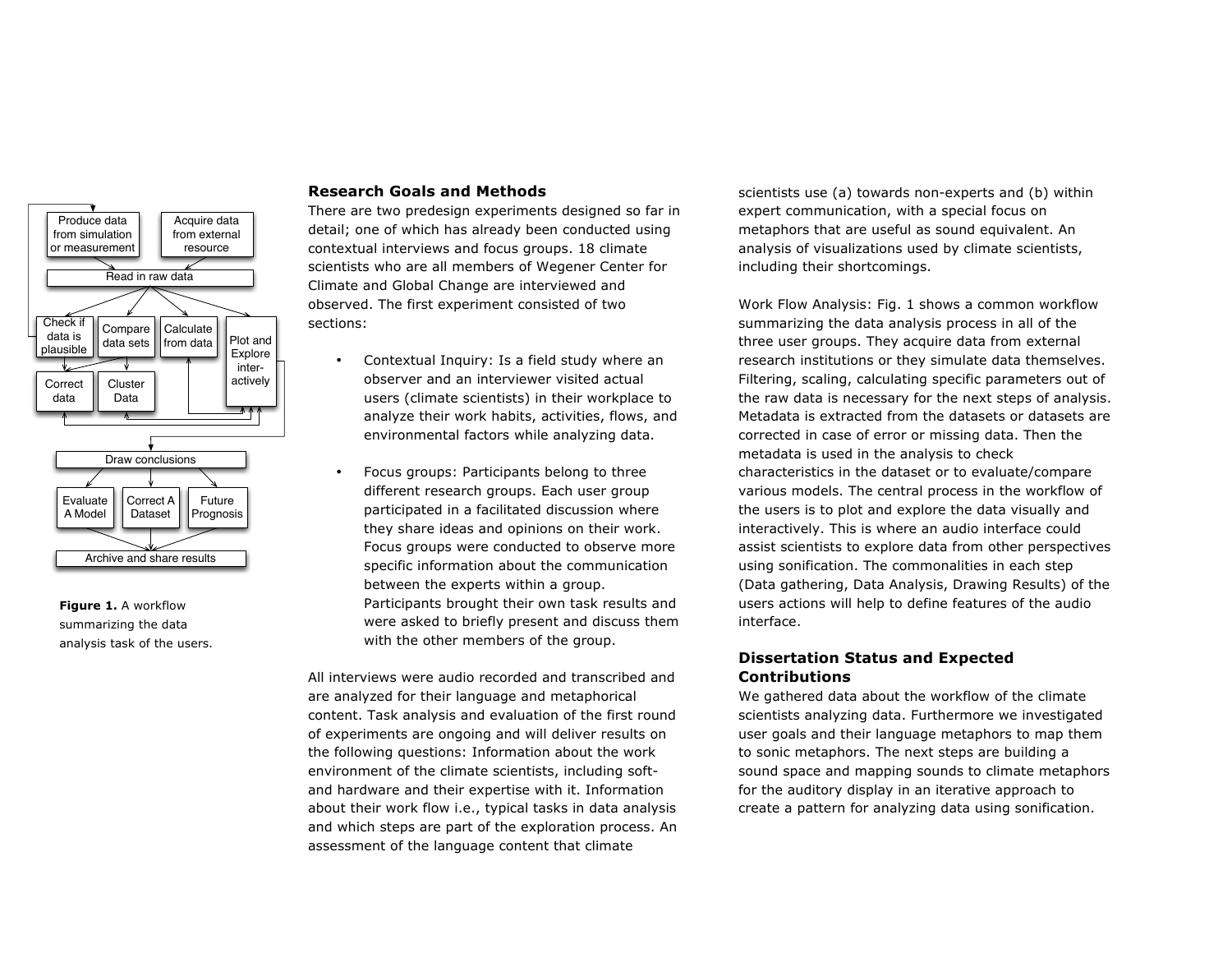Figure 1. A workflow summarizing the data analysis task of the users.

## Research Goals and Methods

There are two predesign experiments designed so far in detail; one of which has already been conducted using contextual interviews and focus groups. 18 climate scientists who are all members of Wegener Center for Climate and Global Change are interviewed and observed. The first experiment consisted of two sections:

- Contextual Inquiry: Is a field study where an observer and an interviewer visited actual users (climate scientists) in their workplace to analyze their work habits, activities, flows, and environmental factors while analyzing data.
- Focus groups: Participants belong to three different research groups. Each user group participated in a facilitated discussion where they share ideas and opinions on their work. Focus groups were conducted to observe more specific information about the communication between the experts within a group. Participants brought their own task results and were asked to briefly present and discuss them with the other members of the group.

All interviews were audio recorded and transcribed and are analyzed for their language and metaphorical content. Task analysis and evaluation of the first round of experiments are ongoing and will deliver results on the following questions: Information about the work environment of the climate scientists, including soft- and hardware and their expertise with it. Information about their work flow i.e., typical tasks in data analysis and which steps are part of the exploration process. An assessment of the language content that climate scientists use (a) towards non-experts and (b) within expert communication, with a special focus on metaphors that are useful as sound equivalent. An analysis of visualizations used by climate scientists, including their shortcomings.

Work Flow Analysis: Fig. 1 shows a common workflow summarizing the data analysis process in all of the three user groups. They acquire data from external research institutions or they simulate data themselves. Filtering, scaling, calculating specific parameters out of the raw data is necessary for the next steps of analysis. Metadata is extracted from the datasets or datasets are corrected in case of error or missing data. Then the metadata is used in the analysis to check characteristics in the dataset or to evaluate/compare various models. The central process in the workflow of the users is to plot and explore the data visually and interactively. This is where an audio interface could assist scientists to explore data from other perspectives using sonification. The commonalities in each step (Data gathering, Data Analysis, Drawing Results) of the users actions will help to define features of the audio interface.

## Dissertation Status and Expected Contributions

We gathered data about the workflow of the climate scientists analyzing data. Furthermore we investigated user goals and their language metaphors to map them to sonic metaphors. The next steps are building a sound space and mapping sounds to climate metaphors for the auditory display in an iterative approach to create a pattern for analyzing data using sonification.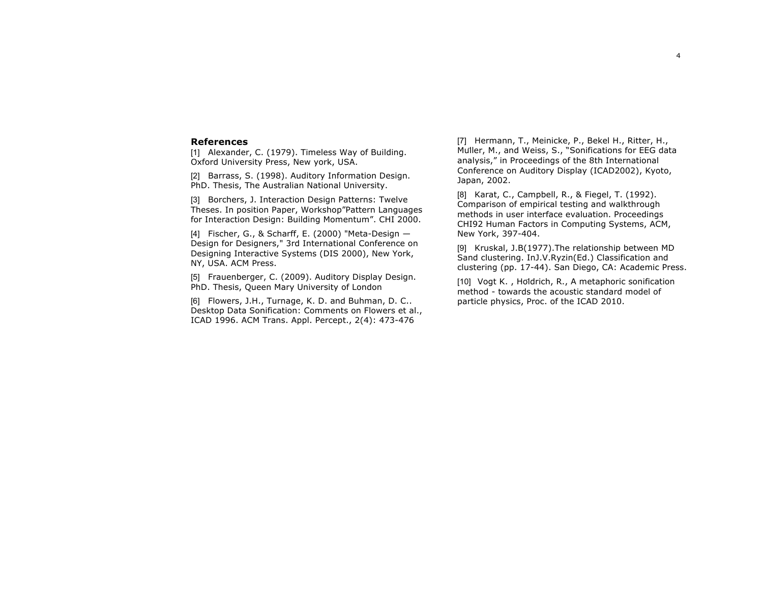## References

[1] Alexander, C. (1979). Timeless Way of Building. Oxford University Press, New york, USA.

[2] Barrass, S. (1998). Auditory Information Design. PhD. Thesis, The Australian National University.

[3] Borchers, J. Interaction Design Patterns: Twelve Theses. In position Paper, Workshop"Pattern Languages for Interaction Design: Building Momentum". CHI 2000.

[4] Fischer, G., & Scharff, E. (2000) "Meta-Design — Design for Designers," 3rd International Conference on Designing Interactive Systems (DIS 2000), New York, NY, USA. ACM Press.

[5] Frauenberger, C. (2009). Auditory Display Design. PhD. Thesis, Queen Mary University of London

[6] Flowers, J.H., Turnage, K. D. and Buhman, D. C.. Desktop Data Sonification: Comments on Flowers et al., ICAD 1996. ACM Trans. Appl. Percept., 2(4): 473-476

[7] Hermann, T., Meinicke, P., Bekel H., Ritter, H., Müller, M., and Weiss, S., "Sonifications for EEG data analysis," in Proceedings of the 8th International Conference on Auditory Display (ICAD2002), Kyoto, Japan, 2002.

[8] Karat, C., Campbell, R., & Fiegel, T. (1992). Comparison of empirical testing and walkthrough methods in user interface evaluation. Proceedings CHI92 Human Factors in Computing Systems, ACM, New York, 397-404.

[9] Kruskal, J.B(1977).The relationship between MD Sand clustering. InJ.V.Ryzin(Ed.) Classification and clustering (pp. 17-44). San Diego, CA: Academic Press.

[10] Vogt K. , Höldrich, R., A metaphoric sonification method - towards the acoustic standard model of particle physics, Proc. of the ICAD 2010.